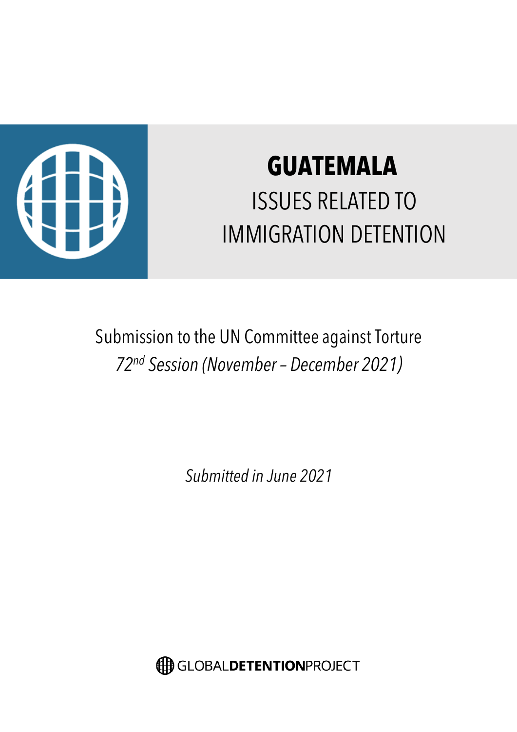# GUATEMALA

## ISSUES RELATED TO IMMIGRATION DETENTION

Submission to the UN Committee against Torture

*72nd Session (November – December 2021)*

*Submitted in June 2021*

GLOBAL**DETENTION**PROJECT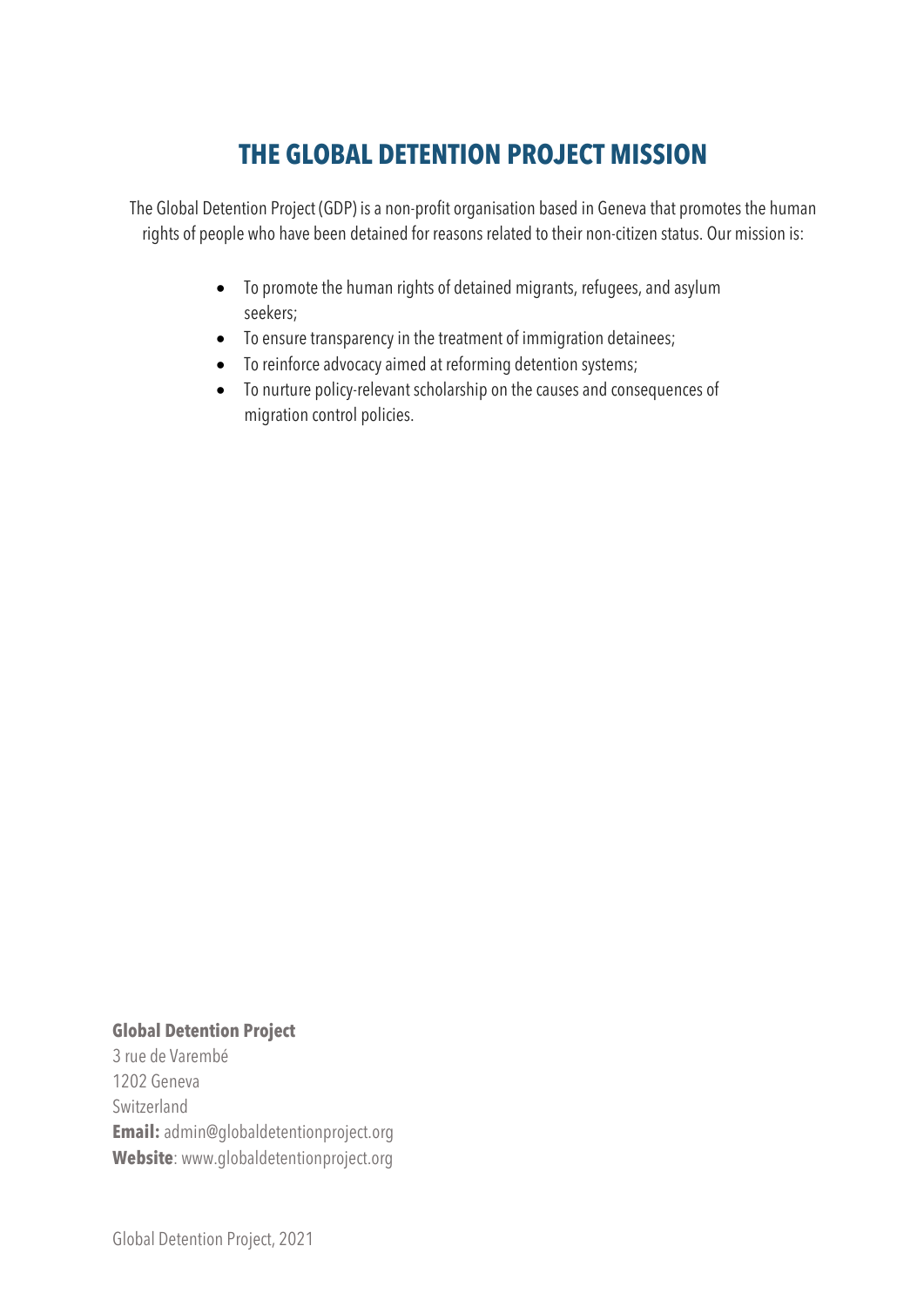# THE GLOBAL DETENTION PROJECT MISSION

The Global Detention Project (GDP) is a non-profit organisation based in Geneva that promotes the human rights of people who have been detained for reasons related to their non-citizen status. Our mission is:

- To promote the human rights of detained migrants, refugees, and asylum seekers;
- To ensure transparency in the treatment of immigration detainees;
- To reinforce advocacy aimed at reforming detention systems;
- To nurture policy-relevant scholarship on the causes and consequences of migration control policies.

**Global Detention Project**
3 rue de Varembé
1202 Geneva
Switzerland
**Email:** admin@globaldetentionproject.org
**Website**: www.globaldetentionproject.org

Global Detention Project, 2021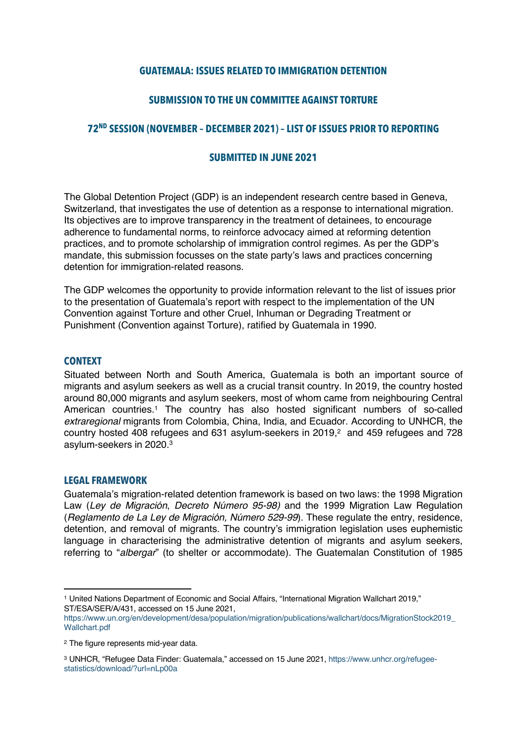# GUATEMALA: ISSUES RELATED TO IMMIGRATION DETENTION

## SUBMISSION TO THE UN COMMITTEE AGAINST TORTURE

## 72ND SESSION (NOVEMBER – DECEMBER 2021) – LIST OF ISSUES PRIOR TO REPORTING

## SUBMITTED IN JUNE 2021

The Global Detention Project (GDP) is an independent research centre based in Geneva, Switzerland, that investigates the use of detention as a response to international migration. Its objectives are to improve transparency in the treatment of detainees, to encourage adherence to fundamental norms, to reinforce advocacy aimed at reforming detention practices, and to promote scholarship of immigration control regimes. As per the GDP's mandate, this submission focusses on the state party's laws and practices concerning detention for immigration-related reasons.

The GDP welcomes the opportunity to provide information relevant to the list of issues prior to the presentation of Guatemala's report with respect to the implementation of the UN Convention against Torture and other Cruel, Inhuman or Degrading Treatment or Punishment (Convention against Torture), ratified by Guatemala in 1990.

### CONTEXT

Situated between North and South America, Guatemala is both an important source of migrants and asylum seekers as well as a crucial transit country. In 2019, the country hosted around 80,000 migrants and asylum seekers, most of whom came from neighbouring Central American countries.[1] The country has also hosted significant numbers of so-called *extraregional* migrants from Colombia, China, India, and Ecuador. According to UNHCR, the country hosted 408 refugees and 631 asylum-seekers in 2019,[2] and 459 refugees and 728 asylum-seekers in 2020.[3]

### LEGAL FRAMEWORK

Guatemala's migration-related detention framework is based on two laws: the 1998 Migration Law (*Ley de Migración*, *Decreto Número 95-98)* and the 1999 Migration Law Regulation (*Reglamento de La Ley de Migración, Número 529-99*). These regulate the entry, residence, detention, and removal of migrants. The country's immigration legislation uses euphemistic language in characterising the administrative detention of migrants and asylum seekers, referring to "*albergar*" (to shelter or accommodate). The Guatemalan Constitution of 1985

---

[1] United Nations Department of Economic and Social Affairs, "International Migration Wallchart 2019," ST/ESA/SER/A/431, accessed on 15 June 2021, https://www.un.org/en/development/desa/population/migration/publications/wallchart/docs/MigrationStock2019_Wallchart.pdf

[2] The figure represents mid-year data.

[3] UNHCR, "Refugee Data Finder: Guatemala," accessed on 15 June 2021, https://www.unhcr.org/refugee-statistics/download/?url=nLp00a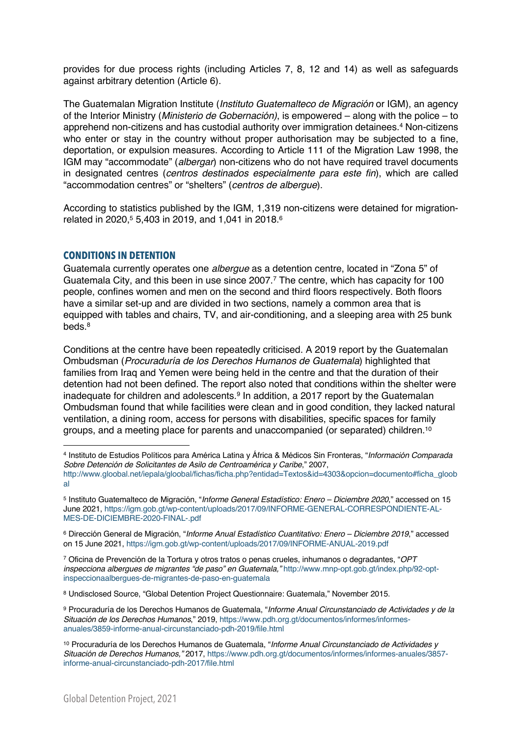provides for due process rights (including Articles 7, 8, 12 and 14) as well as safeguards against arbitrary detention (Article 6).

The Guatemalan Migration Institute (*Instituto Guatemalteco de Migración* or IGM), an agency of the Interior Ministry (*Ministerio de Gobernación)*, is empowered – along with the police – to apprehend non-citizens and has custodial authority over immigration detainees.[4] Non-citizens who enter or stay in the country without proper authorisation may be subjected to a fine, deportation, or expulsion measures. According to Article 111 of the Migration Law 1998, the IGM may "accommodate" (*albergar*) non-citizens who do not have required travel documents in designated centres (*centros destinados especialmente para este fin*), which are called "accommodation centres" or "shelters" (*centros de albergue*).

According to statistics published by the IGM, 1,319 non-citizens were detained for migration-related in 2020,[5] 5,403 in 2019, and 1,041 in 2018.[6]

## CONDITIONS IN DETENTION

Guatemala currently operates one *albergue* as a detention centre, located in "Zona 5" of Guatemala City, and this been in use since 2007.[7] The centre, which has capacity for 100 people, confines women and men on the second and third floors respectively. Both floors have a similar set-up and are divided in two sections, namely a common area that is equipped with tables and chairs, TV, and air-conditioning, and a sleeping area with 25 bunk beds.[8]

Conditions at the centre have been repeatedly criticised. A 2019 report by the Guatemalan Ombudsman (*Procuraduría de los Derechos Humanos de Guatemala*) highlighted that families from Iraq and Yemen were being held in the centre and that the duration of their detention had not been defined. The report also noted that conditions within the shelter were inadequate for children and adolescents.[9] In addition, a 2017 report by the Guatemalan Ombudsman found that while facilities were clean and in good condition, they lacked natural ventilation, a dining room, access for persons with disabilities, specific spaces for family groups, and a meeting place for parents and unaccompanied (or separated) children.[10]

---

[4] Instituto de Estudios Políticos para América Latina y África & Médicos Sin Fronteras, "*Información Comparada Sobre Detención de Solicitantes de Asilo de Centroamérica y Caribe*," 2007, http://www.gloobal.net/iepala/gloobal/fichas/ficha.php?entidad=Textos&id=4303&opcion=documento#ficha_gloobal

[5] Instituto Guatemalteco de Migración, "*Informe General Estadístico: Enero – Diciembre 2020*," accessed on 15 June 2021, https://igm.gob.gt/wp-content/uploads/2017/09/INFORME-GENERAL-CORRESPONDIENTE-AL-MES-DE-DICIEMBRE-2020-FINAL-.pdf

[6] Dirección General de Migración, "*Informe Anual Estadístico Cuantitativo: Enero – Diciembre 2019*," accessed on 15 June 2021, https://igm.gob.gt/wp-content/uploads/2017/09/INFORME-ANUAL-2019.pdf

[7] Oficina de Prevención de la Tortura y otros tratos o penas crueles, inhumanos o degradantes, "*OPT inspecciona albergues de migrantes "de paso" en Guatemala,"* http://www.mnp-opt.gob.gt/index.php/92-opt-inspeccionaalbergues-de-migrantes-de-paso-en-guatemala

[8] Undisclosed Source, "Global Detention Project Questionnaire: Guatemala," November 2015.

[9] Procuraduría de los Derechos Humanos de Guatemala, "*Informe Anual Circunstanciado de Actividades y de la Situación de los Derechos Humanos*," 2019, https://www.pdh.org.gt/documentos/informes/informes-anuales/3859-informe-anual-circunstanciado-pdh-2019/file.html

[10] Procuraduría de los Derechos Humanos de Guatemala, "*Informe Anual Circunstanciado de Actividades y Situación de Derechos Humanos,"* 2017, https://www.pdh.org.gt/documentos/informes/informes-anuales/3857-informe-anual-circunstanciado-pdh-2017/file.html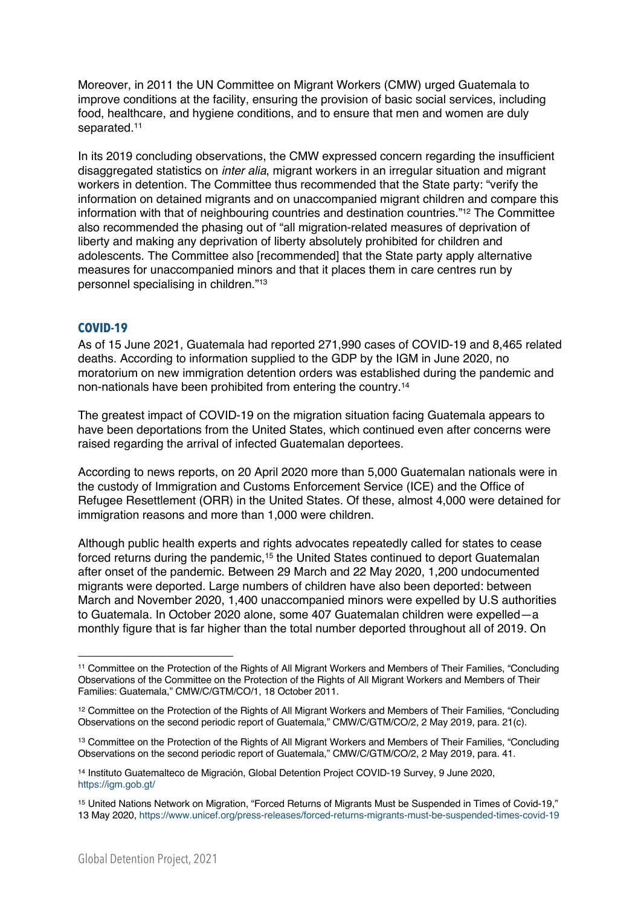Moreover, in 2011 the UN Committee on Migrant Workers (CMW) urged Guatemala to improve conditions at the facility, ensuring the provision of basic social services, including food, healthcare, and hygiene conditions, and to ensure that men and women are duly separated.[11]

In its 2019 concluding observations, the CMW expressed concern regarding the insufficient disaggregated statistics on *inter alia*, migrant workers in an irregular situation and migrant workers in detention. The Committee thus recommended that the State party: "verify the information on detained migrants and on unaccompanied migrant children and compare this information with that of neighbouring countries and destination countries."[12] The Committee also recommended the phasing out of "all migration-related measures of deprivation of liberty and making any deprivation of liberty absolutely prohibited for children and adolescents. The Committee also [recommended] that the State party apply alternative measures for unaccompanied minors and that it places them in care centres run by personnel specialising in children."[13]

## COVID-19

As of 15 June 2021, Guatemala had reported 271,990 cases of COVID-19 and 8,465 related deaths. According to information supplied to the GDP by the IGM in June 2020, no moratorium on new immigration detention orders was established during the pandemic and non-nationals have been prohibited from entering the country.[14]

The greatest impact of COVID-19 on the migration situation facing Guatemala appears to have been deportations from the United States, which continued even after concerns were raised regarding the arrival of infected Guatemalan deportees.

According to news reports, on 20 April 2020 more than 5,000 Guatemalan nationals were in the custody of Immigration and Customs Enforcement Service (ICE) and the Office of Refugee Resettlement (ORR) in the United States. Of these, almost 4,000 were detained for immigration reasons and more than 1,000 were children.

Although public health experts and rights advocates repeatedly called for states to cease forced returns during the pandemic,[15] the United States continued to deport Guatemalan after onset of the pandemic. Between 29 March and 22 May 2020, 1,200 undocumented migrants were deported. Large numbers of children have also been deported: between March and November 2020, 1,400 unaccompanied minors were expelled by U.S authorities to Guatemala. In October 2020 alone, some 407 Guatemalan children were expelled—a monthly figure that is far higher than the total number deported throughout all of 2019. On

---

[11] Committee on the Protection of the Rights of All Migrant Workers and Members of Their Families, "Concluding Observations of the Committee on the Protection of the Rights of All Migrant Workers and Members of Their Families: Guatemala," CMW/C/GTM/CO/1, 18 October 2011.

[12] Committee on the Protection of the Rights of All Migrant Workers and Members of Their Families, "Concluding Observations on the second periodic report of Guatemala," CMW/C/GTM/CO/2, 2 May 2019, para. 21(c).

[13] Committee on the Protection of the Rights of All Migrant Workers and Members of Their Families, "Concluding Observations on the second periodic report of Guatemala," CMW/C/GTM/CO/2, 2 May 2019, para. 41.

[14] Instituto Guatemalteco de Migración, Global Detention Project COVID-19 Survey, 9 June 2020, https://igm.gob.gt/

[15] United Nations Network on Migration, "Forced Returns of Migrants Must be Suspended in Times of Covid-19," 13 May 2020, https://www.unicef.org/press-releases/forced-returns-migrants-must-be-suspended-times-covid-19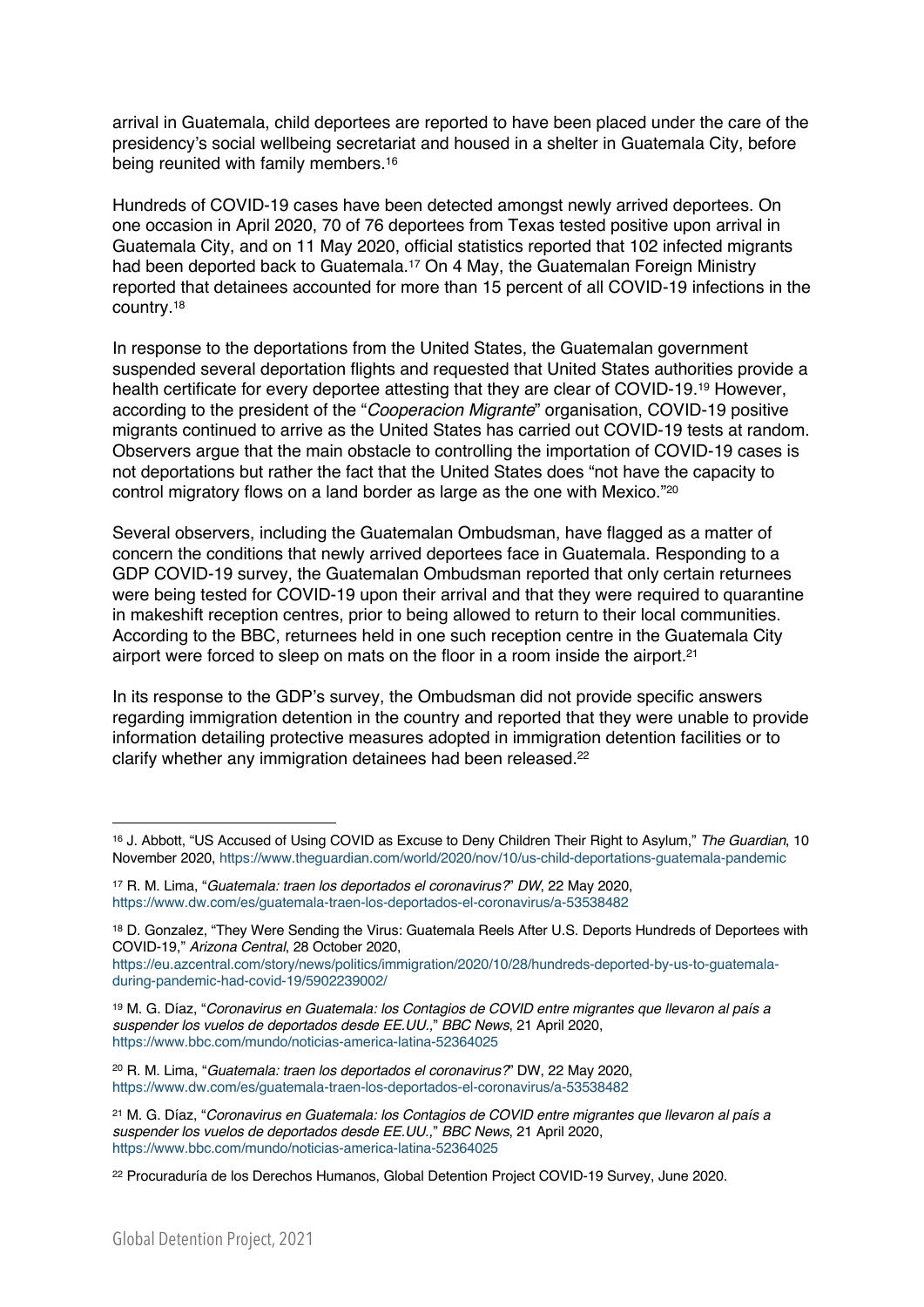arrival in Guatemala, child deportees are reported to have been placed under the care of the presidency's social wellbeing secretariat and housed in a shelter in Guatemala City, before being reunited with family members.[16]

Hundreds of COVID-19 cases have been detected amongst newly arrived deportees. On one occasion in April 2020, 70 of 76 deportees from Texas tested positive upon arrival in Guatemala City, and on 11 May 2020, official statistics reported that 102 infected migrants had been deported back to Guatemala.[17] On 4 May, the Guatemalan Foreign Ministry reported that detainees accounted for more than 15 percent of all COVID-19 infections in the country.[18]

In response to the deportations from the United States, the Guatemalan government suspended several deportation flights and requested that United States authorities provide a health certificate for every deportee attesting that they are clear of COVID-19.[19] However, according to the president of the "*Cooperacion Migrante*" organisation, COVID-19 positive migrants continued to arrive as the United States has carried out COVID-19 tests at random. Observers argue that the main obstacle to controlling the importation of COVID-19 cases is not deportations but rather the fact that the United States does "not have the capacity to control migratory flows on a land border as large as the one with Mexico."[20]

Several observers, including the Guatemalan Ombudsman, have flagged as a matter of concern the conditions that newly arrived deportees face in Guatemala. Responding to a GDP COVID-19 survey, the Guatemalan Ombudsman reported that only certain returnees were being tested for COVID-19 upon their arrival and that they were required to quarantine in makeshift reception centres, prior to being allowed to return to their local communities. According to the BBC, returnees held in one such reception centre in the Guatemala City airport were forced to sleep on mats on the floor in a room inside the airport.[21]

In its response to the GDP's survey, the Ombudsman did not provide specific answers regarding immigration detention in the country and reported that they were unable to provide information detailing protective measures adopted in immigration detention facilities or to clarify whether any immigration detainees had been released.[22]

---

[16] J. Abbott, "US Accused of Using COVID as Excuse to Deny Children Their Right to Asylum," *The Guardian*, 10 November 2020, https://www.theguardian.com/world/2020/nov/10/us-child-deportations-guatemala-pandemic

[17] R. M. Lima, "*Guatemala: traen los deportados el coronavirus?*" *DW*, 22 May 2020, https://www.dw.com/es/guatemala-traen-los-deportados-el-coronavirus/a-53538482

[18] D. Gonzalez, "They Were Sending the Virus: Guatemala Reels After U.S. Deports Hundreds of Deportees with COVID-19," *Arizona Central*, 28 October 2020, https://eu.azcentral.com/story/news/politics/immigration/2020/10/28/hundreds-deported-by-us-to-guatemala-during-pandemic-had-covid-19/5902239002/

[19] M. G. Díaz, "*Coronavirus en Guatemala: los Contagios de COVID entre migrantes que llevaron al país a suspender los vuelos de deportados desde EE.UU.,*" *BBC News*, 21 April 2020, https://www.bbc.com/mundo/noticias-america-latina-52364025

[20] R. M. Lima, "*Guatemala: traen los deportados el coronavirus?*" DW, 22 May 2020, https://www.dw.com/es/guatemala-traen-los-deportados-el-coronavirus/a-53538482

[21] M. G. Díaz, "*Coronavirus en Guatemala: los Contagios de COVID entre migrantes que llevaron al país a suspender los vuelos de deportados desde EE.UU.,*" *BBC News*, 21 April 2020, https://www.bbc.com/mundo/noticias-america-latina-52364025

[22] Procuraduría de los Derechos Humanos, Global Detention Project COVID-19 Survey, June 2020.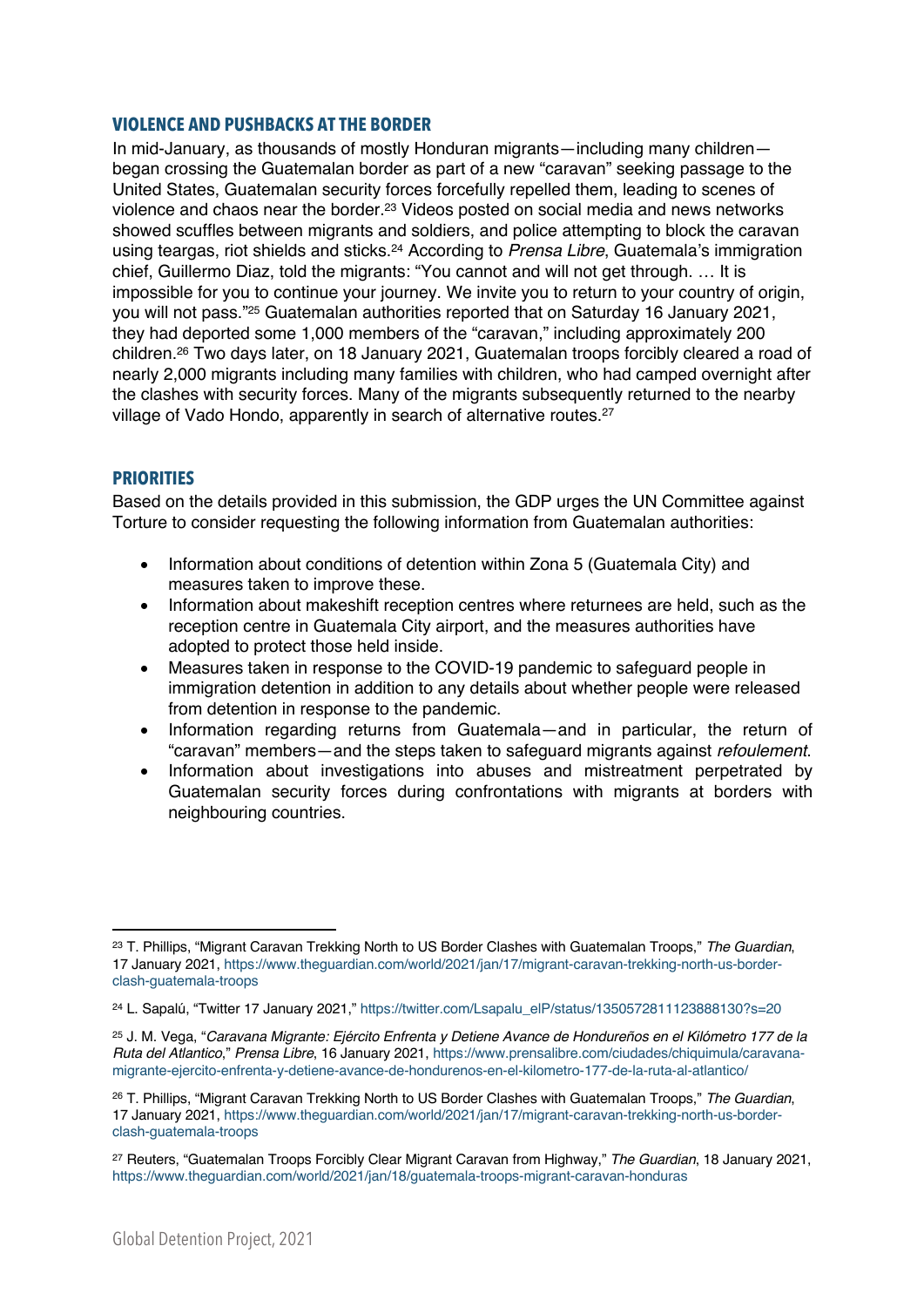## VIOLENCE AND PUSHBACKS AT THE BORDER

In mid-January, as thousands of mostly Honduran migrants—including many children—began crossing the Guatemalan border as part of a new "caravan" seeking passage to the United States, Guatemalan security forces forcefully repelled them, leading to scenes of violence and chaos near the border.[23] Videos posted on social media and news networks showed scuffles between migrants and soldiers, and police attempting to block the caravan using teargas, riot shields and sticks.[24] According to *Prensa Libre*, Guatemala's immigration chief, Guillermo Diaz, told the migrants: "You cannot and will not get through. … It is impossible for you to continue your journey. We invite you to return to your country of origin, you will not pass."[25] Guatemalan authorities reported that on Saturday 16 January 2021, they had deported some 1,000 members of the "caravan," including approximately 200 children.[26] Two days later, on 18 January 2021, Guatemalan troops forcibly cleared a road of nearly 2,000 migrants including many families with children, who had camped overnight after the clashes with security forces. Many of the migrants subsequently returned to the nearby village of Vado Hondo, apparently in search of alternative routes.[27]

## PRIORITIES

Based on the details provided in this submission, the GDP urges the UN Committee against Torture to consider requesting the following information from Guatemalan authorities:

- Information about conditions of detention within Zona 5 (Guatemala City) and measures taken to improve these.
- Information about makeshift reception centres where returnees are held, such as the reception centre in Guatemala City airport, and the measures authorities have adopted to protect those held inside.
- Measures taken in response to the COVID-19 pandemic to safeguard people in immigration detention in addition to any details about whether people were released from detention in response to the pandemic.
- Information regarding returns from Guatemala—and in particular, the return of "caravan" members—and the steps taken to safeguard migrants against *refoulement*.
- Information about investigations into abuses and mistreatment perpetrated by Guatemalan security forces during confrontations with migrants at borders with neighbouring countries.

---

[23] T. Phillips, "Migrant Caravan Trekking North to US Border Clashes with Guatemalan Troops," *The Guardian*, 17 January 2021, https://www.theguardian.com/world/2021/jan/17/migrant-caravan-trekking-north-us-border-clash-guatemala-troops

[24] L. Sapalú, "Twitter 17 January 2021," https://twitter.com/Lsapalu_elP/status/1350572811123888130?s=20

[25] J. M. Vega, "*Caravana Migrante: Ejército Enfrenta y Detiene Avance de Hondureños en el Kilómetro 177 de la Ruta del Atlantico*," *Prensa Libre*, 16 January 2021, https://www.prensalibre.com/ciudades/chiquimula/caravana-migrante-ejercito-enfrenta-y-detiene-avance-de-hondurenos-en-el-kilometro-177-de-la-ruta-al-atlantico/

[26] T. Phillips, "Migrant Caravan Trekking North to US Border Clashes with Guatemalan Troops," *The Guardian*, 17 January 2021, https://www.theguardian.com/world/2021/jan/17/migrant-caravan-trekking-north-us-border-clash-guatemala-troops

[27] Reuters, "Guatemalan Troops Forcibly Clear Migrant Caravan from Highway," *The Guardian*, 18 January 2021, https://www.theguardian.com/world/2021/jan/18/guatemala-troops-migrant-caravan-honduras